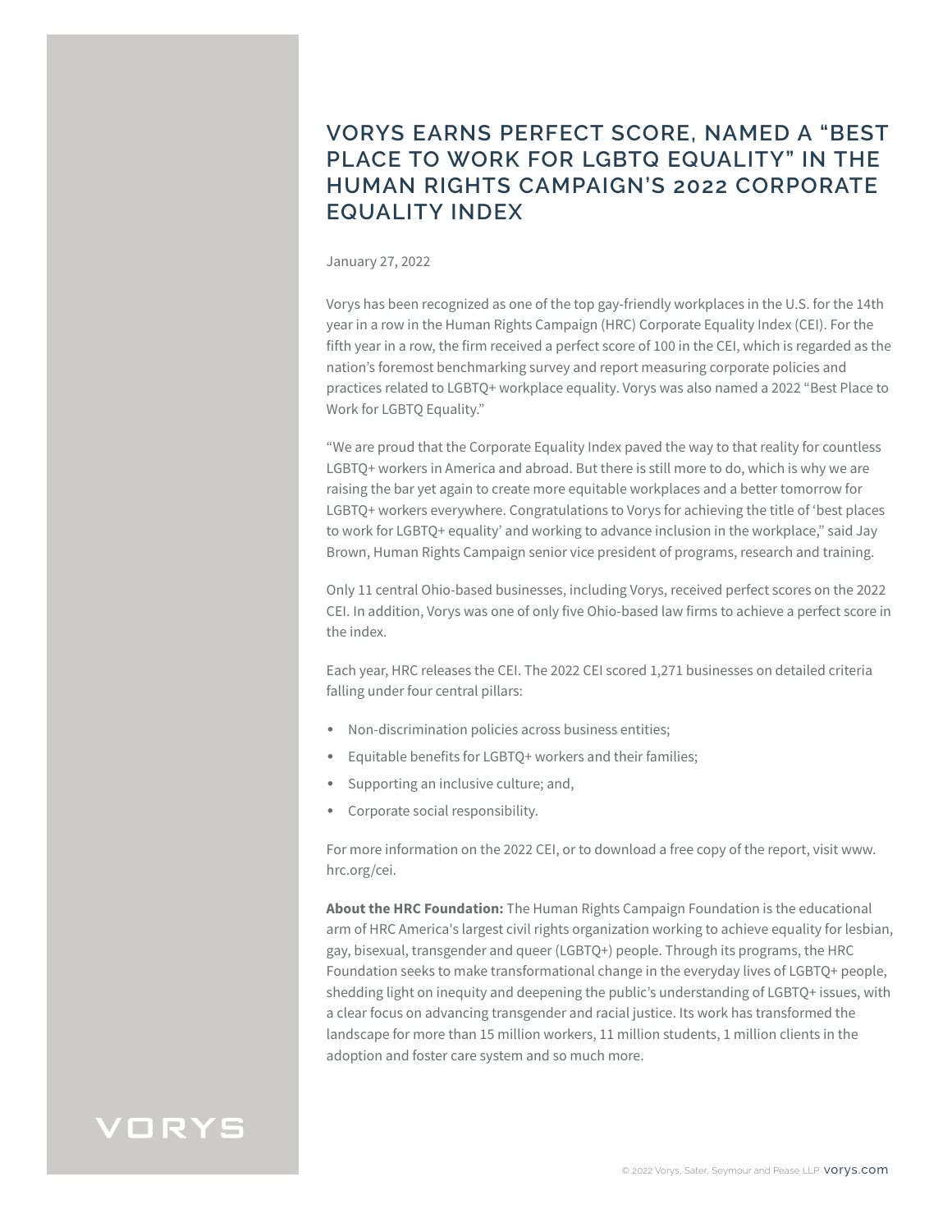# VORYS EARNS PERFECT SCORE, NAMED A "BEST PLACE TO WORK FOR LGBTQ EQUALITY" IN THE HUMAN RIGHTS CAMPAIGN'S 2022 CORPORATE EQUALITY INDEX

January 27, 2022

Vorys has been recognized as one of the top gay-friendly workplaces in the U.S. for the 14th year in a row in the Human Rights Campaign (HRC) Corporate Equality Index (CEI). For the fifth year in a row, the firm received a perfect score of 100 in the CEI, which is regarded as the nation's foremost benchmarking survey and report measuring corporate policies and practices related to LGBTQ+ workplace equality. Vorys was also named a 2022 "Best Place to Work for LGBTQ Equality."

"We are proud that the Corporate Equality Index paved the way to that reality for countless LGBTQ+ workers in America and abroad. But there is still more to do, which is why we are raising the bar yet again to create more equitable workplaces and a better tomorrow for LGBTQ+ workers everywhere. Congratulations to Vorys for achieving the title of 'best places to work for LGBTQ+ equality' and working to advance inclusion in the workplace," said Jay Brown, Human Rights Campaign senior vice president of programs, research and training.

Only 11 central Ohio-based businesses, including Vorys, received perfect scores on the 2022 CEI. In addition, Vorys was one of only five Ohio-based law firms to achieve a perfect score in the index.

Each year, HRC releases the CEI. The 2022 CEI scored 1,271 businesses on detailed criteria falling under four central pillars:

- Non-discrimination policies across business entities;
- Equitable benefits for LGBTQ+ workers and their families;
- Supporting an inclusive culture; and,
- Corporate social responsibility.

For more information on the 2022 CEI, or to download a free copy of the report, visit www.hrc.org/cei.

**About the HRC Foundation:** The Human Rights Campaign Foundation is the educational arm of HRC America's largest civil rights organization working to achieve equality for lesbian, gay, bisexual, transgender and queer (LGBTQ+) people. Through its programs, the HRC Foundation seeks to make transformational change in the everyday lives of LGBTQ+ people, shedding light on inequity and deepening the public's understanding of LGBTQ+ issues, with a clear focus on advancing transgender and racial justice. Its work has transformed the landscape for more than 15 million workers, 11 million students, 1 million clients in the adoption and foster care system and so much more.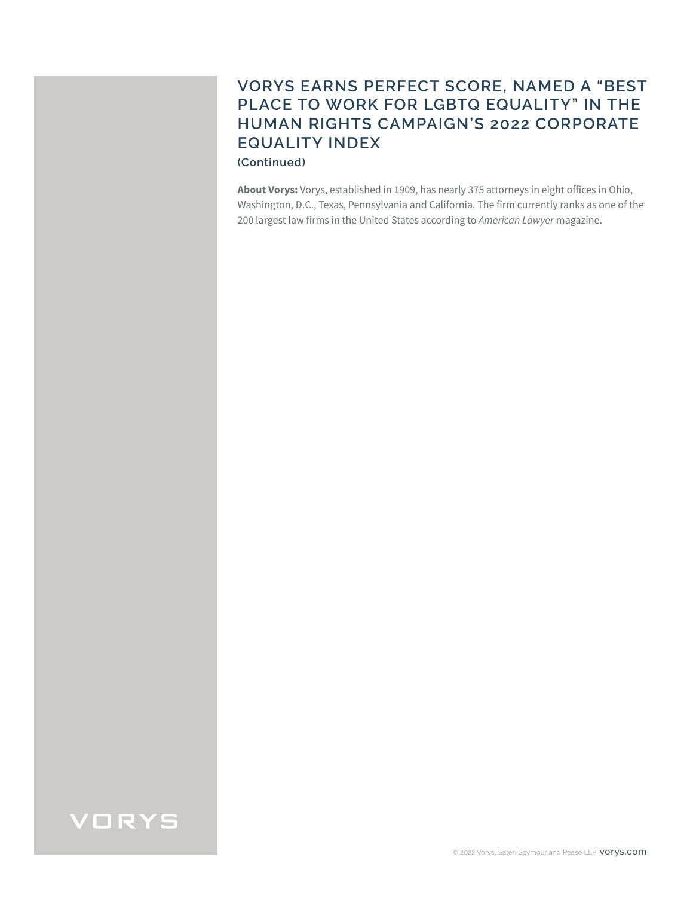# VORYS EARNS PERFECT SCORE, NAMED A "BEST PLACE TO WORK FOR LGBTQ EQUALITY" IN THE HUMAN RIGHTS CAMPAIGN'S 2022 CORPORATE EQUALITY INDEX

**(Continued)**

**About Vorys:** Vorys, established in 1909, has nearly 375 attorneys in eight offices in Ohio, Washington, D.C., Texas, Pennsylvania and California. The firm currently ranks as one of the 200 largest law firms in the United States according to *American Lawyer* magazine.